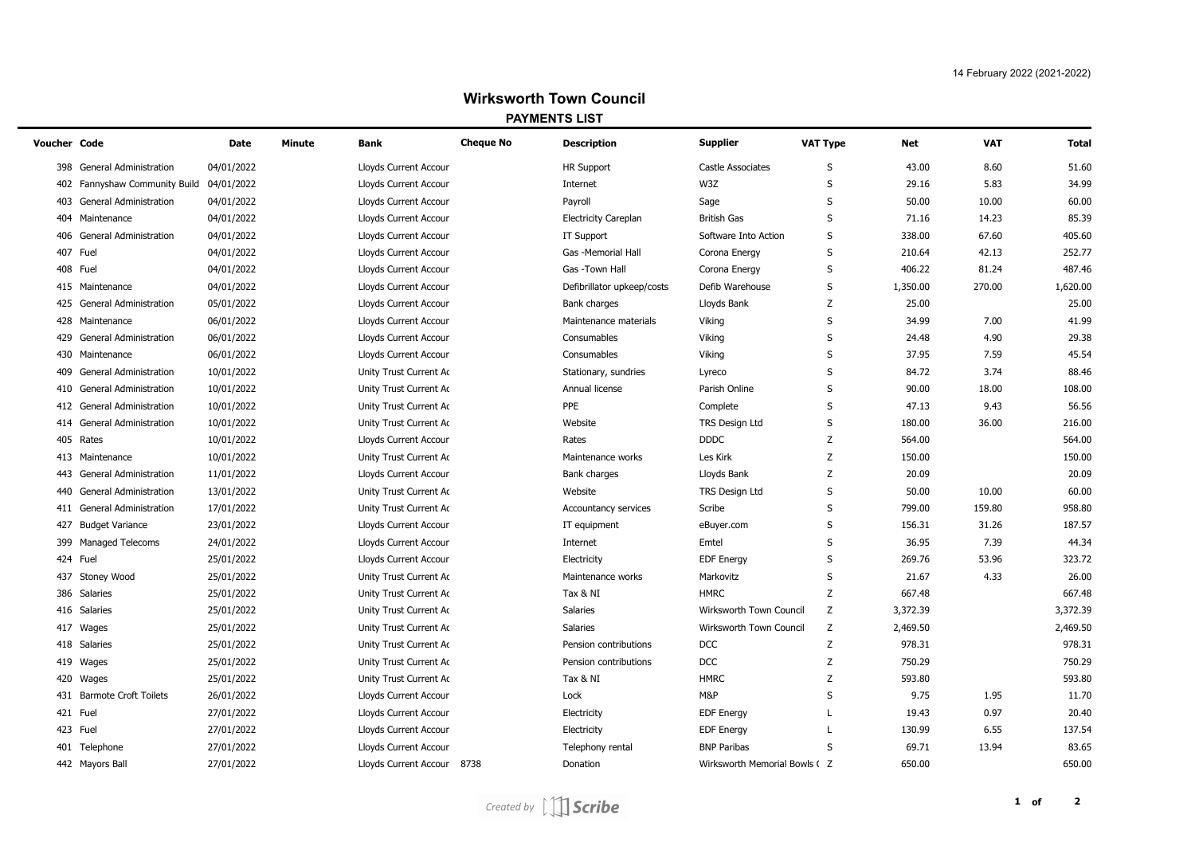14 February 2022 (2021-2022)

# Wirksworth Town Council

## PAYMENTS LIST

| Voucher | Code | Date | Minute | Bank | Cheque No | Description | Supplier | VAT Type | Net | VAT | Total |
|---|---|---|---|---|---|---|---|---|---|---|---|
| 398 | General Administration | 04/01/2022 | | Lloyds Current Accour | | HR Support | Castle Associates | S | 43.00 | 8.60 | 51.60 |
| 402 | Fannyshaw Community Build | 04/01/2022 | | Lloyds Current Accour | | Internet | W3Z | S | 29.16 | 5.83 | 34.99 |
| 403 | General Administration | 04/01/2022 | | Lloyds Current Accour | | Payroll | Sage | S | 50.00 | 10.00 | 60.00 |
| 404 | Maintenance | 04/01/2022 | | Lloyds Current Accour | | Electricity Careplan | British Gas | S | 71.16 | 14.23 | 85.39 |
| 406 | General Administration | 04/01/2022 | | Lloyds Current Accour | | IT Support | Software Into Action | S | 338.00 | 67.60 | 405.60 |
| 407 | Fuel | 04/01/2022 | | Lloyds Current Accour | | Gas -Memorial Hall | Corona Energy | S | 210.64 | 42.13 | 252.77 |
| 408 | Fuel | 04/01/2022 | | Lloyds Current Accour | | Gas -Town Hall | Corona Energy | S | 406.22 | 81.24 | 487.46 |
| 415 | Maintenance | 04/01/2022 | | Lloyds Current Accour | | Defibrillator upkeep/costs | Defib Warehouse | S | 1,350.00 | 270.00 | 1,620.00 |
| 425 | General Administration | 05/01/2022 | | Lloyds Current Accour | | Bank charges | Lloyds Bank | Z | 25.00 | | 25.00 |
| 428 | Maintenance | 06/01/2022 | | Lloyds Current Accour | | Maintenance materials | Viking | S | 34.99 | 7.00 | 41.99 |
| 429 | General Administration | 06/01/2022 | | Lloyds Current Accour | | Consumables | Viking | S | 24.48 | 4.90 | 29.38 |
| 430 | Maintenance | 06/01/2022 | | Lloyds Current Accour | | Consumables | Viking | S | 37.95 | 7.59 | 45.54 |
| 409 | General Administration | 10/01/2022 | | Unity Trust Current Ac | | Stationary, sundries | Lyreco | S | 84.72 | 3.74 | 88.46 |
| 410 | General Administration | 10/01/2022 | | Unity Trust Current Ac | | Annual license | Parish Online | S | 90.00 | 18.00 | 108.00 |
| 412 | General Administration | 10/01/2022 | | Unity Trust Current Ac | | PPE | Complete | S | 47.13 | 9.43 | 56.56 |
| 414 | General Administration | 10/01/2022 | | Unity Trust Current Ac | | Website | TRS Design Ltd | S | 180.00 | 36.00 | 216.00 |
| 405 | Rates | 10/01/2022 | | Lloyds Current Accour | | Rates | DDDC | Z | 564.00 | | 564.00 |
| 413 | Maintenance | 10/01/2022 | | Unity Trust Current Ac | | Maintenance works | Les Kirk | Z | 150.00 | | 150.00 |
| 443 | General Administration | 11/01/2022 | | Lloyds Current Accour | | Bank charges | Lloyds Bank | Z | 20.09 | | 20.09 |
| 440 | General Administration | 13/01/2022 | | Unity Trust Current Ac | | Website | TRS Design Ltd | S | 50.00 | 10.00 | 60.00 |
| 411 | General Administration | 17/01/2022 | | Unity Trust Current Ac | | Accountancy services | Scribe | S | 799.00 | 159.80 | 958.80 |
| 427 | Budget Variance | 23/01/2022 | | Lloyds Current Accour | | IT equipment | eBuyer.com | S | 156.31 | 31.26 | 187.57 |
| 399 | Managed Telecoms | 24/01/2022 | | Lloyds Current Accour | | Internet | Emtel | S | 36.95 | 7.39 | 44.34 |
| 424 | Fuel | 25/01/2022 | | Lloyds Current Accour | | Electricity | EDF Energy | S | 269.76 | 53.96 | 323.72 |
| 437 | Stoney Wood | 25/01/2022 | | Unity Trust Current Ac | | Maintenance works | Markovitz | S | 21.67 | 4.33 | 26.00 |
| 386 | Salaries | 25/01/2022 | | Unity Trust Current Ac | | Tax & NI | HMRC | Z | 667.48 | | 667.48 |
| 416 | Salaries | 25/01/2022 | | Unity Trust Current Ac | | Salaries | Wirksworth Town Council | Z | 3,372.39 | | 3,372.39 |
| 417 | Wages | 25/01/2022 | | Unity Trust Current Ac | | Salaries | Wirksworth Town Council | Z | 2,469.50 | | 2,469.50 |
| 418 | Salaries | 25/01/2022 | | Unity Trust Current Ac | | Pension contributions | DCC | Z | 978.31 | | 978.31 |
| 419 | Wages | 25/01/2022 | | Unity Trust Current Ac | | Pension contributions | DCC | Z | 750.29 | | 750.29 |
| 420 | Wages | 25/01/2022 | | Unity Trust Current Ac | | Tax & NI | HMRC | Z | 593.80 | | 593.80 |
| 431 | Barmote Croft Toilets | 26/01/2022 | | Lloyds Current Accour | | Lock | M&P | S | 9.75 | 1.95 | 11.70 |
| 421 | Fuel | 27/01/2022 | | Lloyds Current Accour | | Electricity | EDF Energy | L | 19.43 | 0.97 | 20.40 |
| 423 | Fuel | 27/01/2022 | | Lloyds Current Accour | | Electricity | EDF Energy | L | 130.99 | 6.55 | 137.54 |
| 401 | Telephone | 27/01/2022 | | Lloyds Current Accour | | Telephony rental | BNP Paribas | S | 69.71 | 13.94 | 83.65 |
| 442 | Mayors Ball | 27/01/2022 | | Lloyds Current Accour | 8738 | Donation | Wirksworth Memorial Bowls ( | Z | 650.00 | | 650.00 |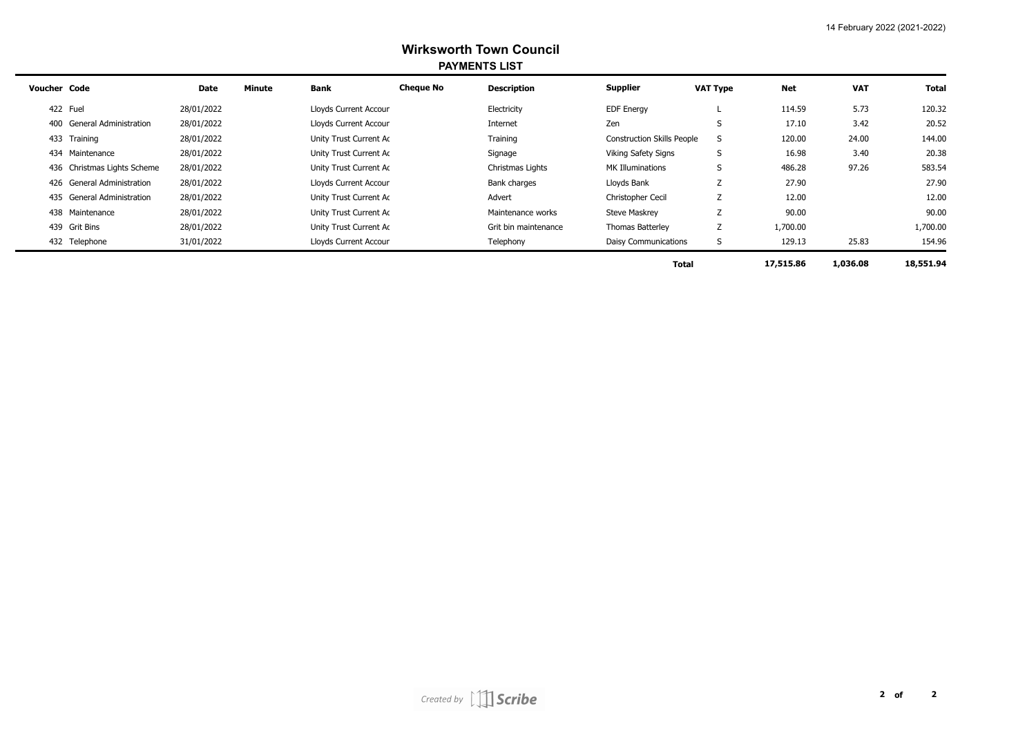14 February 2022 (2021-2022)

# Wirksworth Town Council

## PAYMENTS LIST

| Voucher | Code | Date | Minute | Bank | Cheque No | Description | Supplier | VAT Type | Net | VAT | Total |
|---|---|---|---|---|---|---|---|---|---|---|---|
| 422 | Fuel | 28/01/2022 | | Lloyds Current Accour | | Electricity | EDF Energy | L | 114.59 | 5.73 | 120.32 |
| 400 | General Administration | 28/01/2022 | | Lloyds Current Accour | | Internet | Zen | S | 17.10 | 3.42 | 20.52 |
| 433 | Training | 28/01/2022 | | Unity Trust Current Ac | | Training | Construction Skills People | S | 120.00 | 24.00 | 144.00 |
| 434 | Maintenance | 28/01/2022 | | Unity Trust Current Ac | | Signage | Viking Safety Signs | S | 16.98 | 3.40 | 20.38 |
| 436 | Christmas Lights Scheme | 28/01/2022 | | Unity Trust Current Ac | | Christmas Lights | MK Illuminations | S | 486.28 | 97.26 | 583.54 |
| 426 | General Administration | 28/01/2022 | | Lloyds Current Accour | | Bank charges | Lloyds Bank | Z | 27.90 | | 27.90 |
| 435 | General Administration | 28/01/2022 | | Unity Trust Current Ac | | Advert | Christopher Cecil | Z | 12.00 | | 12.00 |
| 438 | Maintenance | 28/01/2022 | | Unity Trust Current Ac | | Maintenance works | Steve Maskrey | Z | 90.00 | | 90.00 |
| 439 | Grit Bins | 28/01/2022 | | Unity Trust Current Ac | | Grit bin maintenance | Thomas Batterley | Z | 1,700.00 | | 1,700.00 |
| 432 | Telephone | 31/01/2022 | | Lloyds Current Accour | | Telephony | Daisy Communications | S | 129.13 | 25.83 | 154.96 |
| | | | | | | | **Total** | | **17,515.86** | **1,036.08** | **18,551.94** |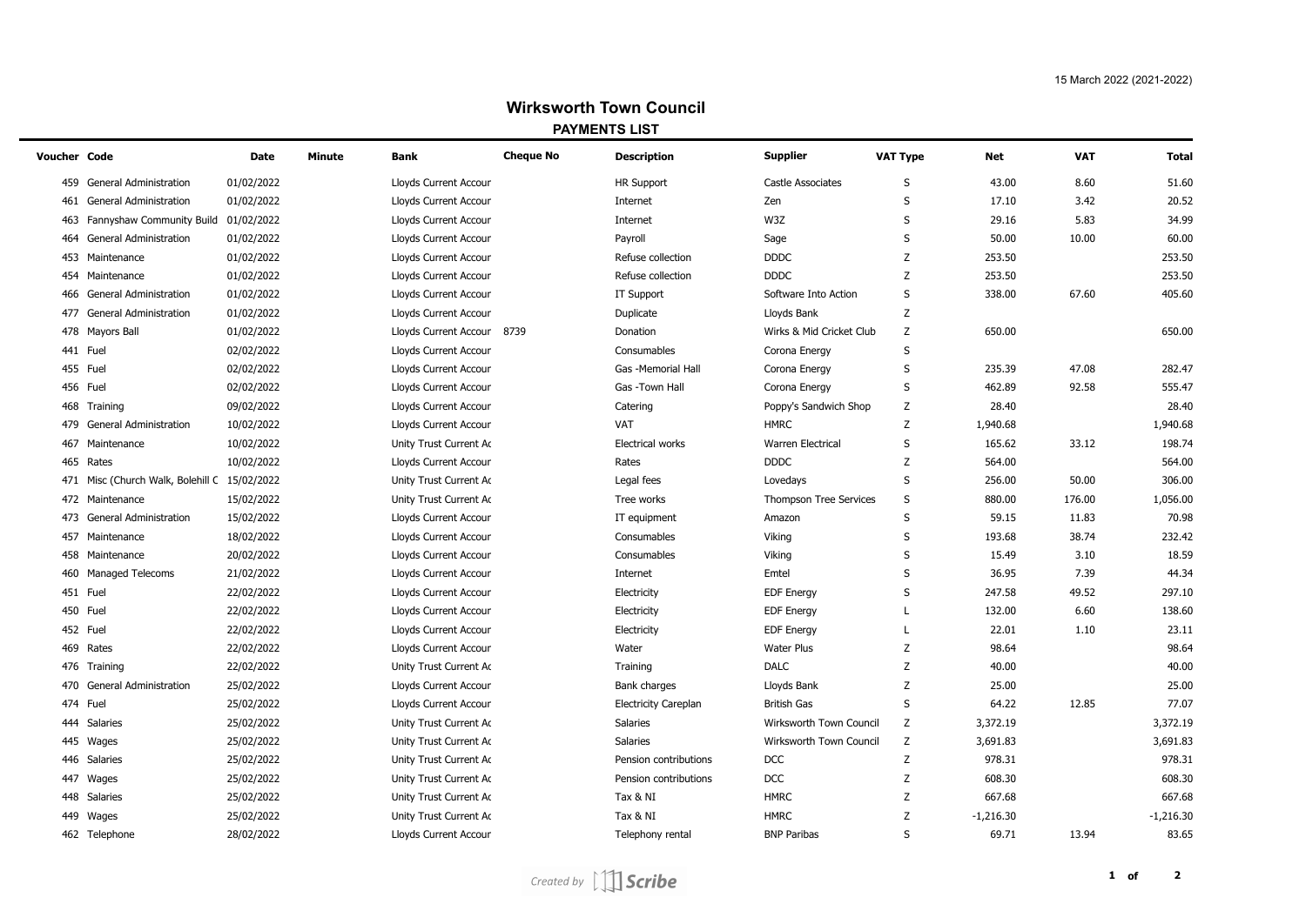15 March 2022 (2021-2022)

# Wirksworth Town Council

## PAYMENTS LIST

| Voucher | Code | Date | Minute | Bank | Cheque No | Description | Supplier | VAT Type | Net | VAT | Total |
|---|---|---|---|---|---|---|---|---|---|---|---|
| 459 | General Administration | 01/02/2022 | | Lloyds Current Accour | | HR Support | Castle Associates | S | 43.00 | 8.60 | 51.60 |
| 461 | General Administration | 01/02/2022 | | Lloyds Current Accour | | Internet | Zen | S | 17.10 | 3.42 | 20.52 |
| 463 | Fannyshaw Community Build | 01/02/2022 | | Lloyds Current Accour | | Internet | W3Z | S | 29.16 | 5.83 | 34.99 |
| 464 | General Administration | 01/02/2022 | | Lloyds Current Accour | | Payroll | Sage | S | 50.00 | 10.00 | 60.00 |
| 453 | Maintenance | 01/02/2022 | | Lloyds Current Accour | | Refuse collection | DDDC | Z | 253.50 | | 253.50 |
| 454 | Maintenance | 01/02/2022 | | Lloyds Current Accour | | Refuse collection | DDDC | Z | 253.50 | | 253.50 |
| 466 | General Administration | 01/02/2022 | | Lloyds Current Accour | | IT Support | Software Into Action | S | 338.00 | 67.60 | 405.60 |
| 477 | General Administration | 01/02/2022 | | Lloyds Current Accour | | Duplicate | Lloyds Bank | Z | | | |
| 478 | Mayors Ball | 01/02/2022 | | Lloyds Current Accour | 8739 | Donation | Wirks & Mid Cricket Club | Z | 650.00 | | 650.00 |
| 441 | Fuel | 02/02/2022 | | Lloyds Current Accour | | Consumables | Corona Energy | S | | | |
| 455 | Fuel | 02/02/2022 | | Lloyds Current Accour | | Gas -Memorial Hall | Corona Energy | S | 235.39 | 47.08 | 282.47 |
| 456 | Fuel | 02/02/2022 | | Lloyds Current Accour | | Gas -Town Hall | Corona Energy | S | 462.89 | 92.58 | 555.47 |
| 468 | Training | 09/02/2022 | | Lloyds Current Accour | | Catering | Poppy's Sandwich Shop | Z | 28.40 | | 28.40 |
| 479 | General Administration | 10/02/2022 | | Lloyds Current Accour | | VAT | HMRC | Z | 1,940.68 | | 1,940.68 |
| 467 | Maintenance | 10/02/2022 | | Unity Trust Current Ac | | Electrical works | Warren Electrical | S | 165.62 | 33.12 | 198.74 |
| 465 | Rates | 10/02/2022 | | Lloyds Current Accour | | Rates | DDDC | Z | 564.00 | | 564.00 |
| 471 | Misc (Church Walk, Bolehill C | 15/02/2022 | | Unity Trust Current Ac | | Legal fees | Lovedays | S | 256.00 | 50.00 | 306.00 |
| 472 | Maintenance | 15/02/2022 | | Unity Trust Current Ac | | Tree works | Thompson Tree Services | S | 880.00 | 176.00 | 1,056.00 |
| 473 | General Administration | 15/02/2022 | | Lloyds Current Accour | | IT equipment | Amazon | S | 59.15 | 11.83 | 70.98 |
| 457 | Maintenance | 18/02/2022 | | Lloyds Current Accour | | Consumables | Viking | S | 193.68 | 38.74 | 232.42 |
| 458 | Maintenance | 20/02/2022 | | Lloyds Current Accour | | Consumables | Viking | S | 15.49 | 3.10 | 18.59 |
| 460 | Managed Telecoms | 21/02/2022 | | Lloyds Current Accour | | Internet | Emtel | S | 36.95 | 7.39 | 44.34 |
| 451 | Fuel | 22/02/2022 | | Lloyds Current Accour | | Electricity | EDF Energy | S | 247.58 | 49.52 | 297.10 |
| 450 | Fuel | 22/02/2022 | | Lloyds Current Accour | | Electricity | EDF Energy | L | 132.00 | 6.60 | 138.60 |
| 452 | Fuel | 22/02/2022 | | Lloyds Current Accour | | Electricity | EDF Energy | L | 22.01 | 1.10 | 23.11 |
| 469 | Rates | 22/02/2022 | | Lloyds Current Accour | | Water | Water Plus | Z | 98.64 | | 98.64 |
| 476 | Training | 22/02/2022 | | Unity Trust Current Ac | | Training | DALC | Z | 40.00 | | 40.00 |
| 470 | General Administration | 25/02/2022 | | Lloyds Current Accour | | Bank charges | Lloyds Bank | Z | 25.00 | | 25.00 |
| 474 | Fuel | 25/02/2022 | | Lloyds Current Accour | | Electricity Careplan | British Gas | S | 64.22 | 12.85 | 77.07 |
| 444 | Salaries | 25/02/2022 | | Unity Trust Current Ac | | Salaries | Wirksworth Town Council | Z | 3,372.19 | | 3,372.19 |
| 445 | Wages | 25/02/2022 | | Unity Trust Current Ac | | Salaries | Wirksworth Town Council | Z | 3,691.83 | | 3,691.83 |
| 446 | Salaries | 25/02/2022 | | Unity Trust Current Ac | | Pension contributions | DCC | Z | 978.31 | | 978.31 |
| 447 | Wages | 25/02/2022 | | Unity Trust Current Ac | | Pension contributions | DCC | Z | 608.30 | | 608.30 |
| 448 | Salaries | 25/02/2022 | | Unity Trust Current Ac | | Tax & NI | HMRC | Z | 667.68 | | 667.68 |
| 449 | Wages | 25/02/2022 | | Unity Trust Current Ac | | Tax & NI | HMRC | Z | -1,216.30 | | -1,216.30 |
| 462 | Telephone | 28/02/2022 | | Lloyds Current Accour | | Telephony rental | BNP Paribas | S | 69.71 | 13.94 | 83.65 |

Created by Scribe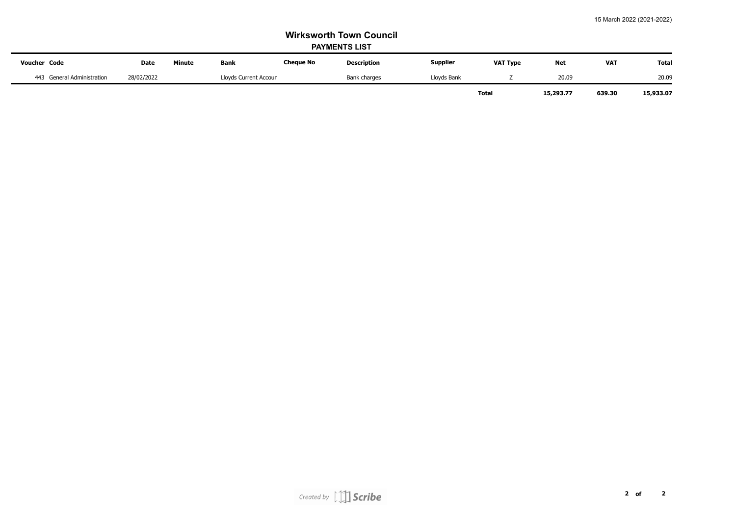15 March 2022 (2021-2022)

# Wirksworth Town Council

## PAYMENTS LIST

| Voucher | Code | Date | Minute | Bank | Cheque No | Description | Supplier | VAT Type | Net | VAT | Total |
|---|---|---|---|---|---|---|---|---|---|---|---|
| 443 | General Administration | 28/02/2022 | | Lloyds Current Accour | | Bank charges | Lloyds Bank | Z | 20.09 | | 20.09 |
| | | | | | | | | **Total** | **15,293.77** | **639.30** | **15,933.07** |

*Created by Scribe*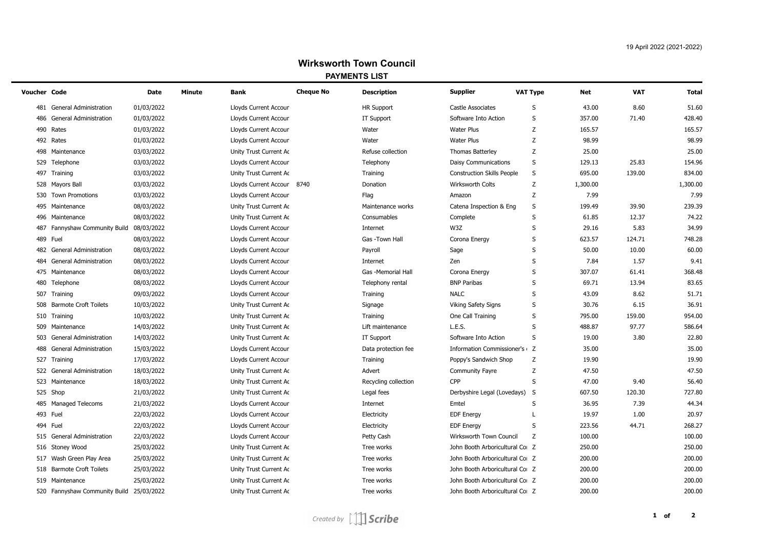19 April 2022 (2021-2022)

# Wirksworth Town Council

## PAYMENTS LIST

| Voucher | Code | Date | Minute | Bank | Cheque No | Description | Supplier | VAT Type | Net | VAT | Total |
|---|---|---|---|---|---|---|---|---|---|---|---|
| 481 | General Administration | 01/03/2022 | | Lloyds Current Accour | | HR Support | Castle Associates | S | 43.00 | 8.60 | 51.60 |
| 486 | General Administration | 01/03/2022 | | Lloyds Current Accour | | IT Support | Software Into Action | S | 357.00 | 71.40 | 428.40 |
| 490 | Rates | 01/03/2022 | | Lloyds Current Accour | | Water | Water Plus | Z | 165.57 | | 165.57 |
| 492 | Rates | 01/03/2022 | | Lloyds Current Accour | | Water | Water Plus | Z | 98.99 | | 98.99 |
| 498 | Maintenance | 03/03/2022 | | Unity Trust Current Ac | | Refuse collection | Thomas Batterley | Z | 25.00 | | 25.00 |
| 529 | Telephone | 03/03/2022 | | Lloyds Current Accour | | Telephony | Daisy Communications | S | 129.13 | 25.83 | 154.96 |
| 497 | Training | 03/03/2022 | | Unity Trust Current Ac | | Training | Construction Skills People | S | 695.00 | 139.00 | 834.00 |
| 528 | Mayors Ball | 03/03/2022 | | Lloyds Current Accour | 8740 | Donation | Wirksworth Colts | Z | 1,300.00 | | 1,300.00 |
| 530 | Town Promotions | 03/03/2022 | | Lloyds Current Accour | | Flag | Amazon | Z | 7.99 | | 7.99 |
| 495 | Maintenance | 08/03/2022 | | Unity Trust Current Ac | | Maintenance works | Catena Inspection & Eng | S | 199.49 | 39.90 | 239.39 |
| 496 | Maintenance | 08/03/2022 | | Unity Trust Current Ac | | Consumables | Complete | S | 61.85 | 12.37 | 74.22 |
| 487 | Fannyshaw Community Build | 08/03/2022 | | Lloyds Current Accour | | Internet | W3Z | S | 29.16 | 5.83 | 34.99 |
| 489 | Fuel | 08/03/2022 | | Lloyds Current Accour | | Gas -Town Hall | Corona Energy | S | 623.57 | 124.71 | 748.28 |
| 482 | General Administration | 08/03/2022 | | Lloyds Current Accour | | Payroll | Sage | S | 50.00 | 10.00 | 60.00 |
| 484 | General Administration | 08/03/2022 | | Lloyds Current Accour | | Internet | Zen | S | 7.84 | 1.57 | 9.41 |
| 475 | Maintenance | 08/03/2022 | | Lloyds Current Accour | | Gas -Memorial Hall | Corona Energy | S | 307.07 | 61.41 | 368.48 |
| 480 | Telephone | 08/03/2022 | | Lloyds Current Accour | | Telephony rental | BNP Paribas | S | 69.71 | 13.94 | 83.65 |
| 507 | Training | 09/03/2022 | | Lloyds Current Accour | | Training | NALC | S | 43.09 | 8.62 | 51.71 |
| 508 | Barmote Croft Toilets | 10/03/2022 | | Unity Trust Current Ac | | Signage | Viking Safety Signs | S | 30.76 | 6.15 | 36.91 |
| 510 | Training | 10/03/2022 | | Unity Trust Current Ac | | Training | One Call Training | S | 795.00 | 159.00 | 954.00 |
| 509 | Maintenance | 14/03/2022 | | Unity Trust Current Ac | | Lift maintenance | L.E.S. | S | 488.87 | 97.77 | 586.64 |
| 503 | General Administration | 14/03/2022 | | Unity Trust Current Ac | | IT Support | Software Into Action | S | 19.00 | 3.80 | 22.80 |
| 488 | General Administration | 15/03/2022 | | Lloyds Current Accour | | Data protection fee | Information Commissioner's | Z | 35.00 | | 35.00 |
| 527 | Training | 17/03/2022 | | Lloyds Current Accour | | Training | Poppy's Sandwich Shop | Z | 19.90 | | 19.90 |
| 522 | General Administration | 18/03/2022 | | Unity Trust Current Ac | | Advert | Community Fayre | Z | 47.50 | | 47.50 |
| 523 | Maintenance | 18/03/2022 | | Unity Trust Current Ac | | Recycling collection | CPP | S | 47.00 | 9.40 | 56.40 |
| 525 | Shop | 21/03/2022 | | Unity Trust Current Ac | | Legal fees | Derbyshire Legal (Lovedays) | S | 607.50 | 120.30 | 727.80 |
| 485 | Managed Telecoms | 21/03/2022 | | Lloyds Current Accour | | Internet | Emtel | S | 36.95 | 7.39 | 44.34 |
| 493 | Fuel | 22/03/2022 | | Lloyds Current Accour | | Electricity | EDF Energy | L | 19.97 | 1.00 | 20.97 |
| 494 | Fuel | 22/03/2022 | | Lloyds Current Accour | | Electricity | EDF Energy | S | 223.56 | 44.71 | 268.27 |
| 515 | General Administration | 22/03/2022 | | Lloyds Current Accour | | Petty Cash | Wirksworth Town Council | Z | 100.00 | | 100.00 |
| 516 | Stoney Wood | 25/03/2022 | | Unity Trust Current Ac | | Tree works | John Booth Arboricultural Co | Z | 250.00 | | 250.00 |
| 517 | Wash Green Play Area | 25/03/2022 | | Unity Trust Current Ac | | Tree works | John Booth Arboricultural Co | Z | 200.00 | | 200.00 |
| 518 | Barmote Croft Toilets | 25/03/2022 | | Unity Trust Current Ac | | Tree works | John Booth Arboricultural Co | Z | 200.00 | | 200.00 |
| 519 | Maintenance | 25/03/2022 | | Unity Trust Current Ac | | Tree works | John Booth Arboricultural Co | Z | 200.00 | | 200.00 |
| 520 | Fannyshaw Community Build | 25/03/2022 | | Unity Trust Current Ac | | Tree works | John Booth Arboricultural Co | Z | 200.00 | | 200.00 |

*Created by Scribe*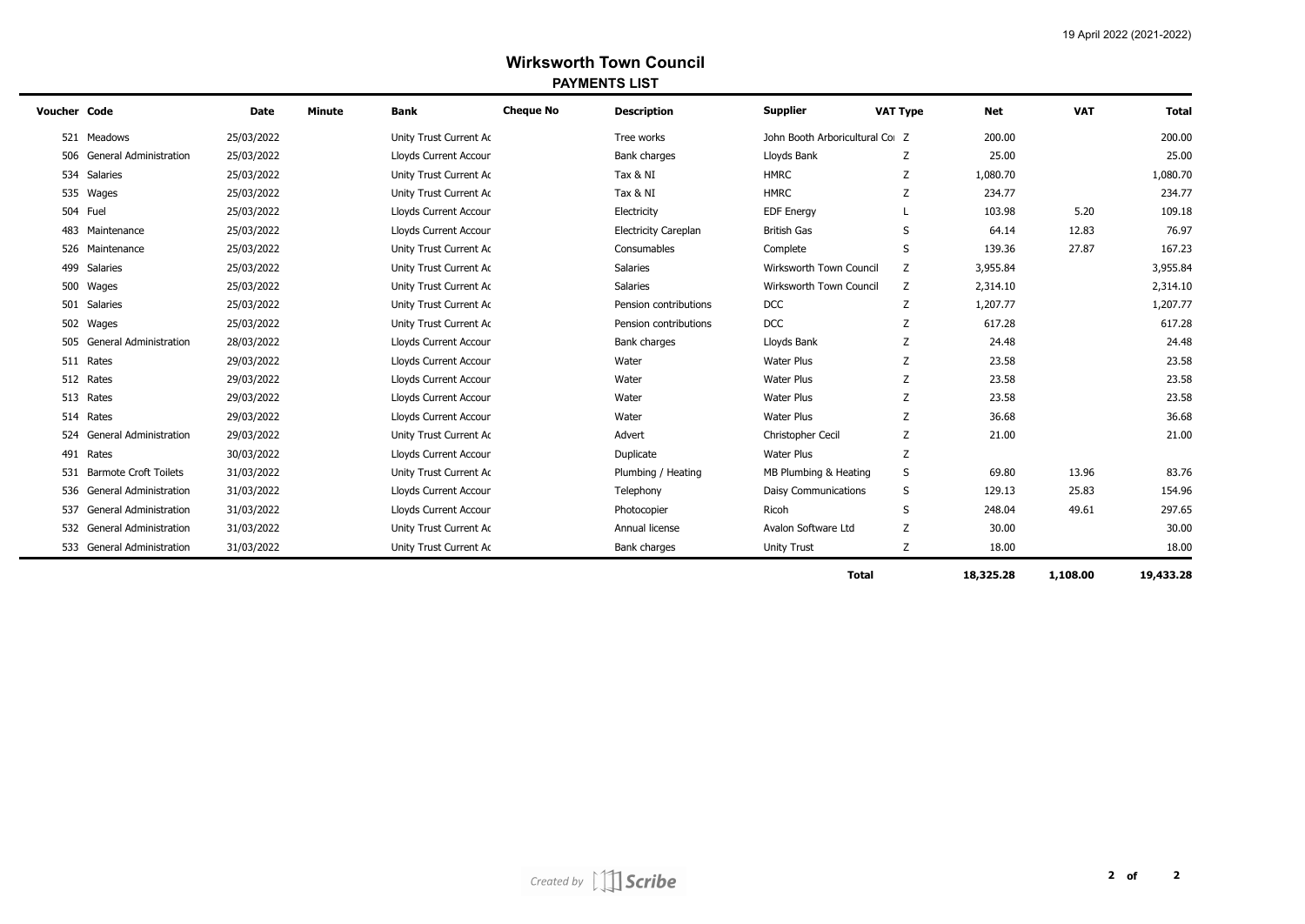19 April 2022 (2021-2022)

# Wirksworth Town Council

## PAYMENTS LIST

| Voucher | Code | Date | Minute | Bank | Cheque No | Description | Supplier | VAT Type | Net | VAT | Total |
|---|---|---|---|---|---|---|---|---|---|---|---|
| 521 | Meadows | 25/03/2022 | | Unity Trust Current Ac | | Tree works | John Booth Arboricultural Coı | Z | 200.00 | | 200.00 |
| 506 | General Administration | 25/03/2022 | | Lloyds Current Accour | | Bank charges | Lloyds Bank | Z | 25.00 | | 25.00 |
| 534 | Salaries | 25/03/2022 | | Unity Trust Current Ac | | Tax & NI | HMRC | Z | 1,080.70 | | 1,080.70 |
| 535 | Wages | 25/03/2022 | | Unity Trust Current Ac | | Tax & NI | HMRC | Z | 234.77 | | 234.77 |
| 504 | Fuel | 25/03/2022 | | Lloyds Current Accour | | Electricity | EDF Energy | L | 103.98 | 5.20 | 109.18 |
| 483 | Maintenance | 25/03/2022 | | Lloyds Current Accour | | Electricity Careplan | British Gas | S | 64.14 | 12.83 | 76.97 |
| 526 | Maintenance | 25/03/2022 | | Unity Trust Current Ac | | Consumables | Complete | S | 139.36 | 27.87 | 167.23 |
| 499 | Salaries | 25/03/2022 | | Unity Trust Current Ac | | Salaries | Wirksworth Town Council | Z | 3,955.84 | | 3,955.84 |
| 500 | Wages | 25/03/2022 | | Unity Trust Current Ac | | Salaries | Wirksworth Town Council | Z | 2,314.10 | | 2,314.10 |
| 501 | Salaries | 25/03/2022 | | Unity Trust Current Ac | | Pension contributions | DCC | Z | 1,207.77 | | 1,207.77 |
| 502 | Wages | 25/03/2022 | | Unity Trust Current Ac | | Pension contributions | DCC | Z | 617.28 | | 617.28 |
| 505 | General Administration | 28/03/2022 | | Lloyds Current Accour | | Bank charges | Lloyds Bank | Z | 24.48 | | 24.48 |
| 511 | Rates | 29/03/2022 | | Lloyds Current Accour | | Water | Water Plus | Z | 23.58 | | 23.58 |
| 512 | Rates | 29/03/2022 | | Lloyds Current Accour | | Water | Water Plus | Z | 23.58 | | 23.58 |
| 513 | Rates | 29/03/2022 | | Lloyds Current Accour | | Water | Water Plus | Z | 23.58 | | 23.58 |
| 514 | Rates | 29/03/2022 | | Lloyds Current Accour | | Water | Water Plus | Z | 36.68 | | 36.68 |
| 524 | General Administration | 29/03/2022 | | Unity Trust Current Ac | | Advert | Christopher Cecil | Z | 21.00 | | 21.00 |
| 491 | Rates | 30/03/2022 | | Lloyds Current Accour | | Duplicate | Water Plus | Z | | | |
| 531 | Barmote Croft Toilets | 31/03/2022 | | Unity Trust Current Ac | | Plumbing / Heating | MB Plumbing & Heating | S | 69.80 | 13.96 | 83.76 |
| 536 | General Administration | 31/03/2022 | | Lloyds Current Accour | | Telephony | Daisy Communications | S | 129.13 | 25.83 | 154.96 |
| 537 | General Administration | 31/03/2022 | | Lloyds Current Accour | | Photocopier | Ricoh | S | 248.04 | 49.61 | 297.65 |
| 532 | General Administration | 31/03/2022 | | Unity Trust Current Ac | | Annual license | Avalon Software Ltd | Z | 30.00 | | 30.00 |
| 533 | General Administration | 31/03/2022 | | Unity Trust Current Ac | | Bank charges | Unity Trust | Z | 18.00 | | 18.00 |
| | | | | | | | **Total** | | **18,325.28** | **1,108.00** | **19,433.28** |

Created by Scribe